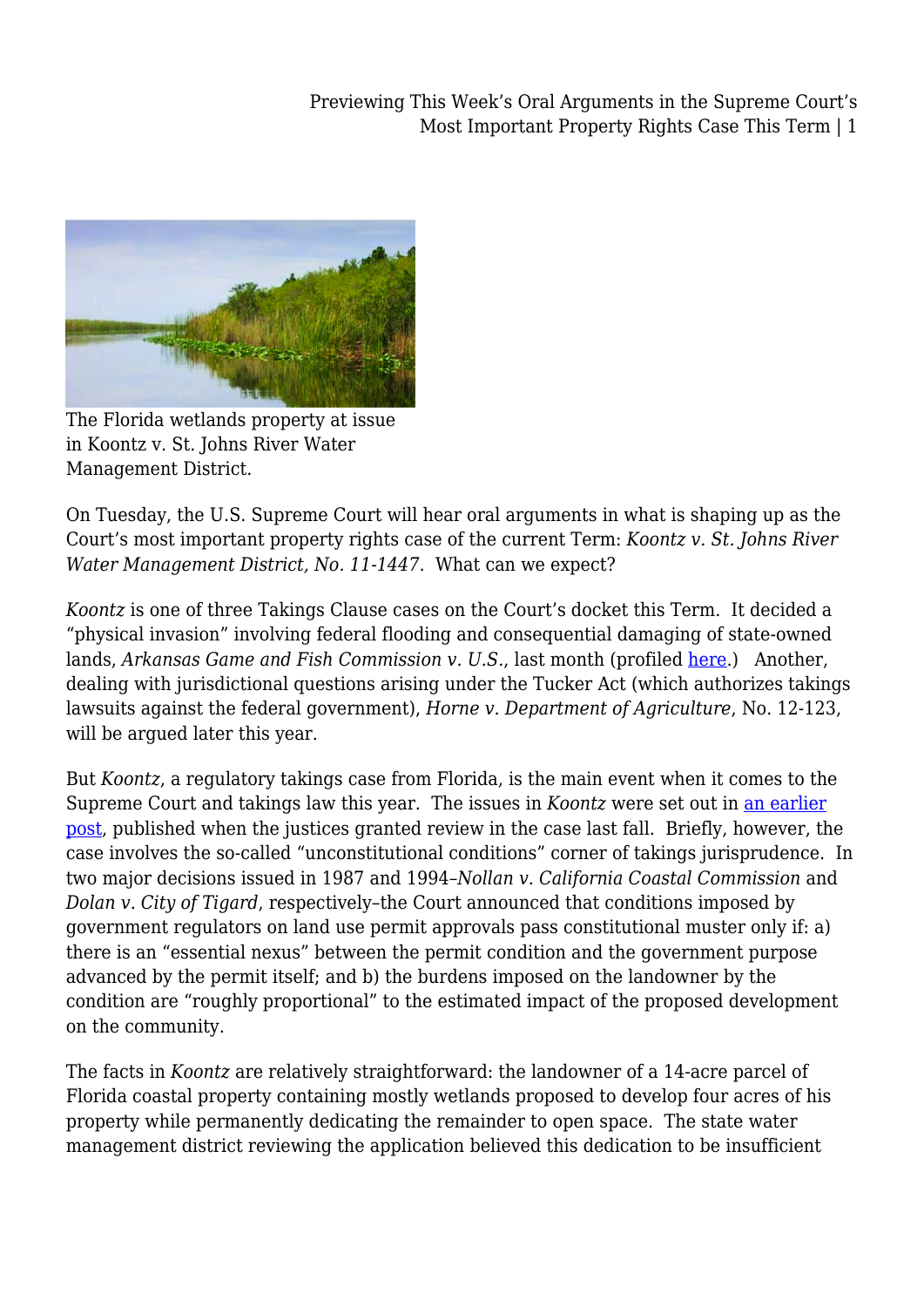The Florida wetlands property at issue in Koontz v. St. Johns River Water Management District.

On Tuesday, the U.S. Supreme Court will hear oral arguments in what is shaping up as the Court's most important property rights case of the current Term: *Koontz v. St. Johns River Water Management District, No. 11-1447*. What can we expect?

*Koontz* is one of three Takings Clause cases on the Court's docket this Term. It decided a "physical invasion" involving federal flooding and consequential damaging of state-owned lands, *Arkansas Game and Fish Commission v. U.S.*, last month (profiled here.) Another, dealing with jurisdictional questions arising under the Tucker Act (which authorizes takings lawsuits against the federal government), *Horne v. Department of Agriculture*, No. 12-123, will be argued later this year.

But *Koontz*, a regulatory takings case from Florida, is the main event when it comes to the Supreme Court and takings law this year. The issues in *Koontz* were set out in an earlier post, published when the justices granted review in the case last fall. Briefly, however, the case involves the so-called "unconstitutional conditions" corner of takings jurisprudence. In two major decisions issued in 1987 and 1994–*Nollan v. California Coastal Commission* and *Dolan v. City of Tigard*, respectively–the Court announced that conditions imposed by government regulators on land use permit approvals pass constitutional muster only if: a) there is an "essential nexus" between the permit condition and the government purpose advanced by the permit itself; and b) the burdens imposed on the landowner by the condition are "roughly proportional" to the estimated impact of the proposed development on the community.

The facts in *Koontz* are relatively straightforward: the landowner of a 14-acre parcel of Florida coastal property containing mostly wetlands proposed to develop four acres of his property while permanently dedicating the remainder to open space. The state water management district reviewing the application believed this dedication to be insufficient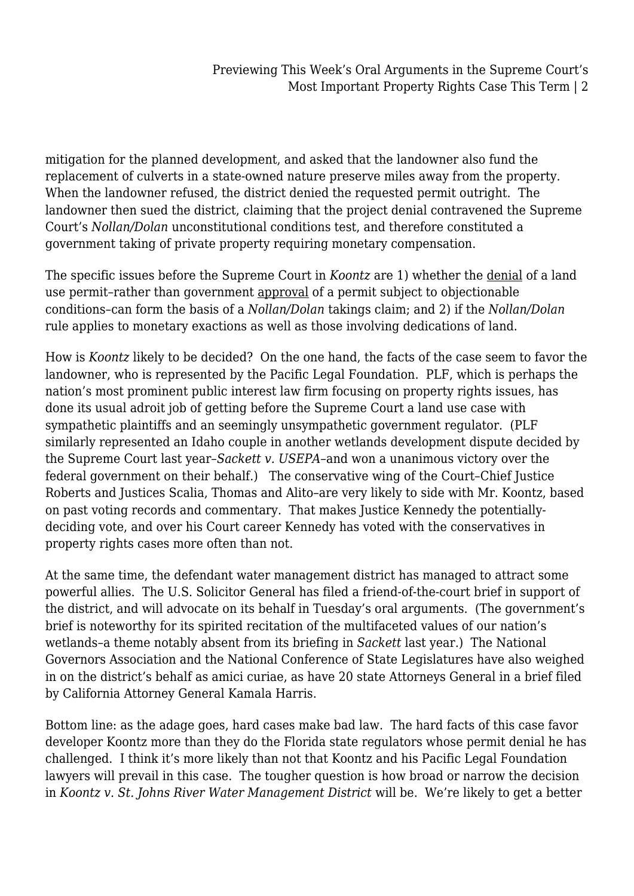mitigation for the planned development, and asked that the landowner also fund the replacement of culverts in a state-owned nature preserve miles away from the property. When the landowner refused, the district denied the requested permit outright. The landowner then sued the district, claiming that the project denial contravened the Supreme Court's *Nollan/Dolan* unconstitutional conditions test, and therefore constituted a government taking of private property requiring monetary compensation.

The specific issues before the Supreme Court in *Koontz* are 1) whether the denial of a land use permit–rather than government approval of a permit subject to objectionable conditions–can form the basis of a *Nollan/Dolan* takings claim; and 2) if the *Nollan/Dolan* rule applies to monetary exactions as well as those involving dedications of land.

How is *Koontz* likely to be decided? On the one hand, the facts of the case seem to favor the landowner, who is represented by the Pacific Legal Foundation. PLF, which is perhaps the nation's most prominent public interest law firm focusing on property rights issues, has done its usual adroit job of getting before the Supreme Court a land use case with sympathetic plaintiffs and an seemingly unsympathetic government regulator. (PLF similarly represented an Idaho couple in another wetlands development dispute decided by the Supreme Court last year–*Sackett v. USEPA*–and won a unanimous victory over the federal government on their behalf.) The conservative wing of the Court–Chief Justice Roberts and Justices Scalia, Thomas and Alito–are very likely to side with Mr. Koontz, based on past voting records and commentary. That makes Justice Kennedy the potentially-deciding vote, and over his Court career Kennedy has voted with the conservatives in property rights cases more often than not.

At the same time, the defendant water management district has managed to attract some powerful allies. The U.S. Solicitor General has filed a friend-of-the-court brief in support of the district, and will advocate on its behalf in Tuesday's oral arguments. (The government's brief is noteworthy for its spirited recitation of the multifaceted values of our nation's wetlands–a theme notably absent from its briefing in *Sackett* last year.) The National Governors Association and the National Conference of State Legislatures have also weighed in on the district's behalf as amici curiae, as have 20 state Attorneys General in a brief filed by California Attorney General Kamala Harris.

Bottom line: as the adage goes, hard cases make bad law. The hard facts of this case favor developer Koontz more than they do the Florida state regulators whose permit denial he has challenged. I think it's more likely than not that Koontz and his Pacific Legal Foundation lawyers will prevail in this case. The tougher question is how broad or narrow the decision in *Koontz v. St. Johns River Water Management District* will be. We're likely to get a better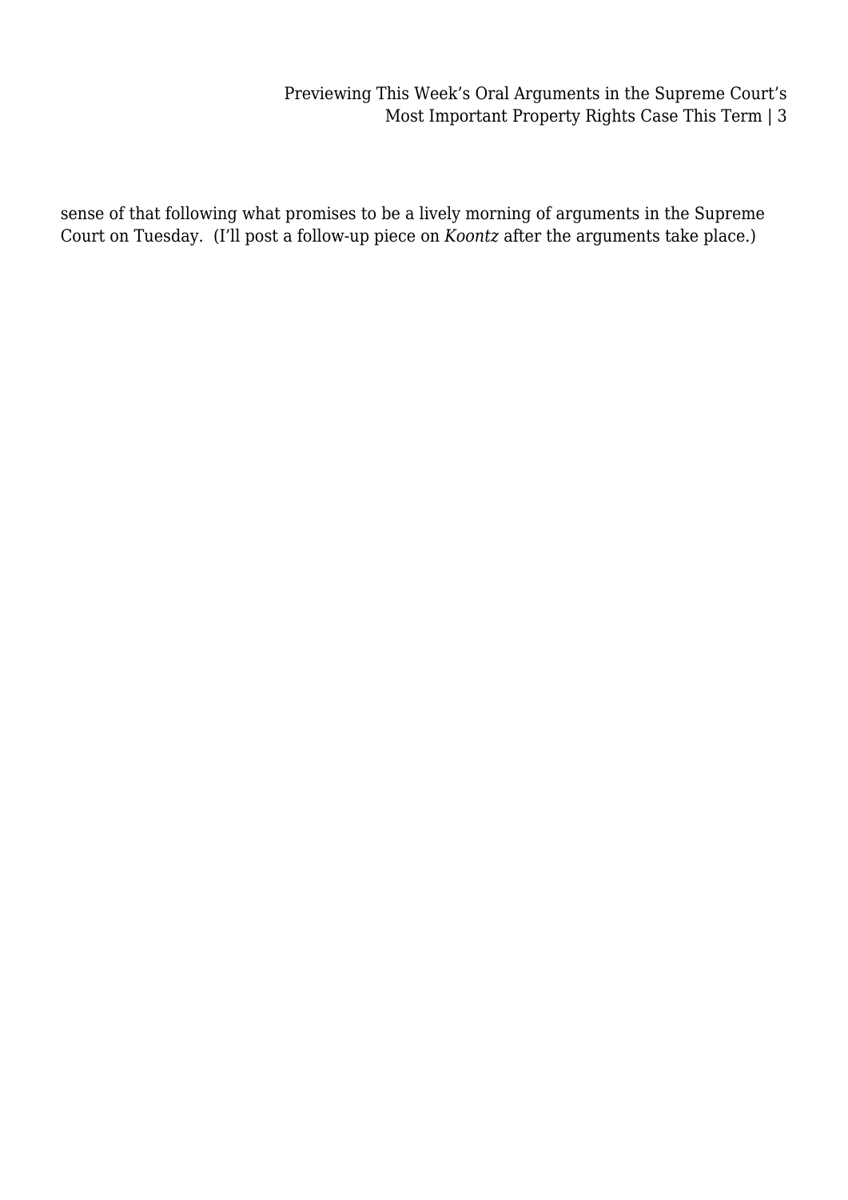sense of that following what promises to be a lively morning of arguments in the Supreme Court on Tuesday.  (I'll post a follow-up piece on *Koontz* after the arguments take place.)